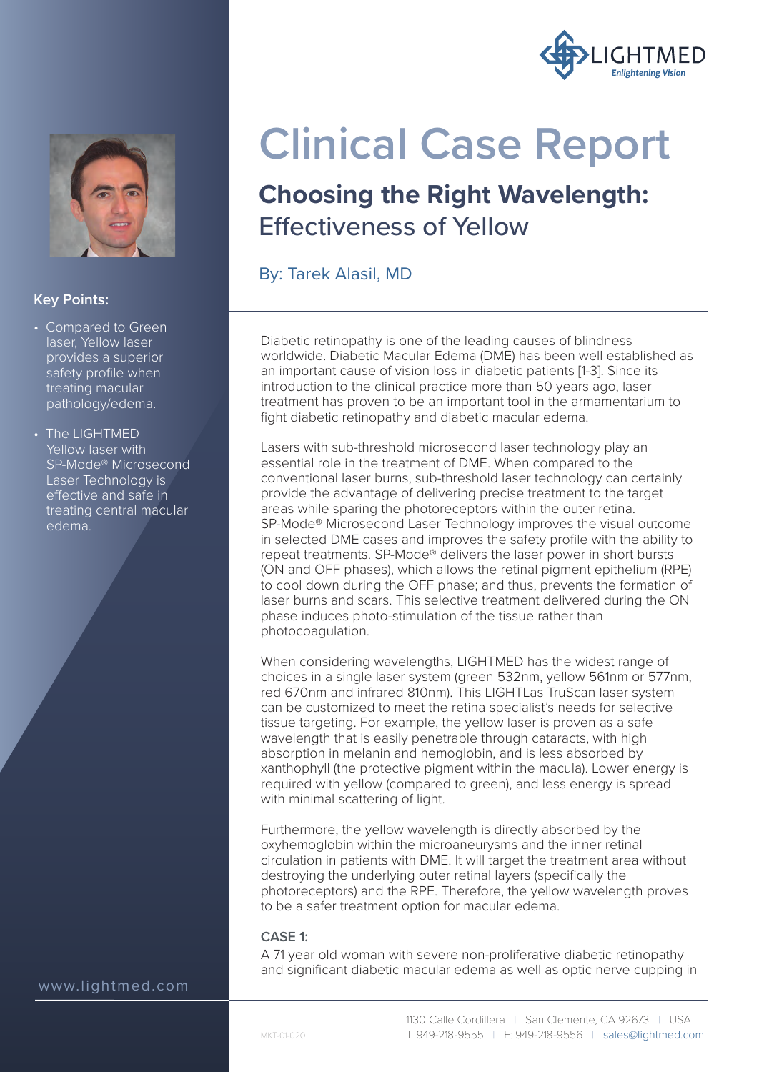# Clinical Case Report

## Choosing the Right Wavelength: Effectiveness of Yellow

By: Tarek Alasil, MD

**Key Points:**

- Compared to Green laser, Yellow laser provides a superior safety profile when treating macular pathology/edema.
- The LIGHTMED Yellow laser with SP-Mode® Microsecond Laser Technology is effective and safe in treating central macular edema.

Diabetic retinopathy is one of the leading causes of blindness worldwide. Diabetic Macular Edema (DME) has been well established as an important cause of vision loss in diabetic patients [1-3]. Since its introduction to the clinical practice more than 50 years ago, laser treatment has proven to be an important tool in the armamentarium to fight diabetic retinopathy and diabetic macular edema.

Lasers with sub-threshold microsecond laser technology play an essential role in the treatment of DME. When compared to the conventional laser burns, sub-threshold laser technology can certainly provide the advantage of delivering precise treatment to the target areas while sparing the photoreceptors within the outer retina. SP-Mode® Microsecond Laser Technology improves the visual outcome in selected DME cases and improves the safety profile with the ability to repeat treatments. SP-Mode® delivers the laser power in short bursts (ON and OFF phases), which allows the retinal pigment epithelium (RPE) to cool down during the OFF phase; and thus, prevents the formation of laser burns and scars. This selective treatment delivered during the ON phase induces photo-stimulation of the tissue rather than photocoagulation.

When considering wavelengths, LIGHTMED has the widest range of choices in a single laser system (green 532nm, yellow 561nm or 577nm, red 670nm and infrared 810nm). This LIGHTLas TruScan laser system can be customized to meet the retina specialist's needs for selective tissue targeting. For example, the yellow laser is proven as a safe wavelength that is easily penetrable through cataracts, with high absorption in melanin and hemoglobin, and is less absorbed by xanthophyll (the protective pigment within the macula). Lower energy is required with yellow (compared to green), and less energy is spread with minimal scattering of light.

Furthermore, the yellow wavelength is directly absorbed by the oxyhemoglobin within the microaneurysms and the inner retinal circulation in patients with DME. It will target the treatment area without destroying the underlying outer retinal layers (specifically the photoreceptors) and the RPE. Therefore, the yellow wavelength proves to be a safer treatment option for macular edema.

**CASE 1:**

A 71 year old woman with severe non-proliferative diabetic retinopathy and significant diabetic macular edema as well as optic nerve cupping in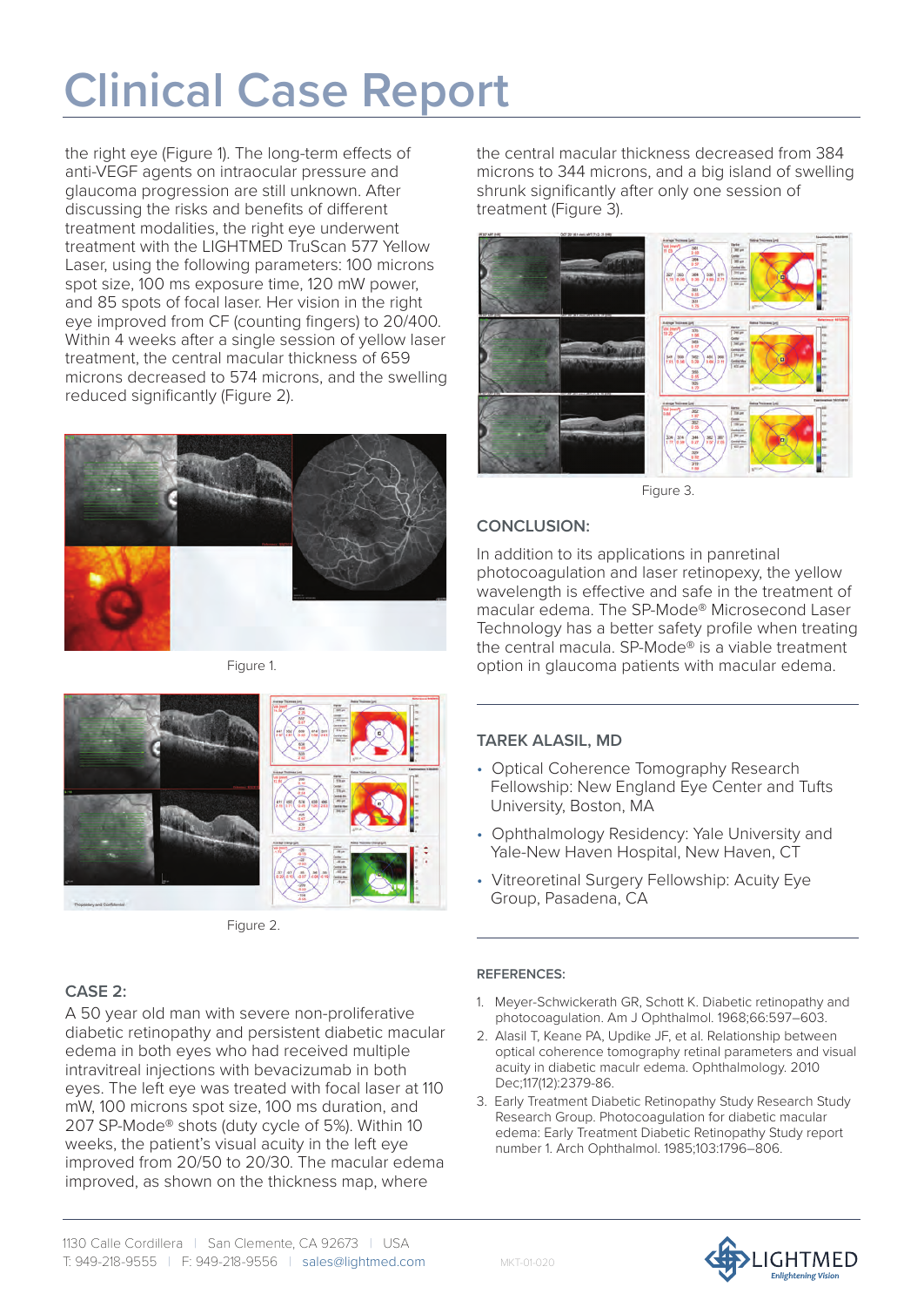# Clinical Case Report

the right eye (Figure 1). The long-term effects of anti-VEGF agents on intraocular pressure and glaucoma progression are still unknown. After discussing the risks and benefits of different treatment modalities, the right eye underwent treatment with the LIGHTMED TruScan 577 Yellow Laser, using the following parameters: 100 microns spot size, 100 ms exposure time, 120 mW power, and 85 spots of focal laser. Her vision in the right eye improved from CF (counting fingers) to 20/400. Within 4 weeks after a single session of yellow laser treatment, the central macular thickness of 659 microns decreased to 574 microns, and the swelling reduced significantly (Figure 2).

Figure 1.

Figure 2.

## CASE 2:

A 50 year old man with severe non-proliferative diabetic retinopathy and persistent diabetic macular edema in both eyes who had received multiple intravitreal injections with bevacizumab in both eyes. The left eye was treated with focal laser at 110 mW, 100 microns spot size, 100 ms duration, and 207 SP-Mode® shots (duty cycle of 5%). Within 10 weeks, the patient's visual acuity in the left eye improved from 20/50 to 20/30. The macular edema improved, as shown on the thickness map, where the central macular thickness decreased from 384 microns to 344 microns, and a big island of swelling shrunk significantly after only one session of treatment (Figure 3).

Figure 3.

## CONCLUSION:

In addition to its applications in panretinal photocoagulation and laser retinopexy, the yellow wavelength is effective and safe in the treatment of macular edema. The SP-Mode® Microsecond Laser Technology has a better safety profile when treating the central macula. SP-Mode® is a viable treatment option in glaucoma patients with macular edema.

## TAREK ALASIL, MD

- Optical Coherence Tomography Research Fellowship: New England Eye Center and Tufts University, Boston, MA
- Ophthalmology Residency: Yale University and Yale-New Haven Hospital, New Haven, CT
- Vitreoretinal Surgery Fellowship: Acuity Eye Group, Pasadena, CA

### REFERENCES:

1. Meyer-Schwickerath GR, Schott K. Diabetic retinopathy and photocoagulation. Am J Ophthalmol. 1968;66:597–603.
2. Alasil T, Keane PA, Updike JF, et al. Relationship between optical coherence tomography retinal parameters and visual acuity in diabetic macular edema. Ophthalmology. 2010 Dec;117(12):2379-86.
3. Early Treatment Diabetic Retinopathy Study Research Study Research Group. Photocoagulation for diabetic macular edema: Early Treatment Diabetic Retinopathy Study report number 1. Arch Ophthalmol. 1985;103:1796–806.

1130 Calle Cordillera | San Clemente, CA 92673 | USA
T: 949-218-9555 | F: 949-218-9556 | sales@lightmed.com

MKT-01-020

LIGHTMED Enlightening Vision